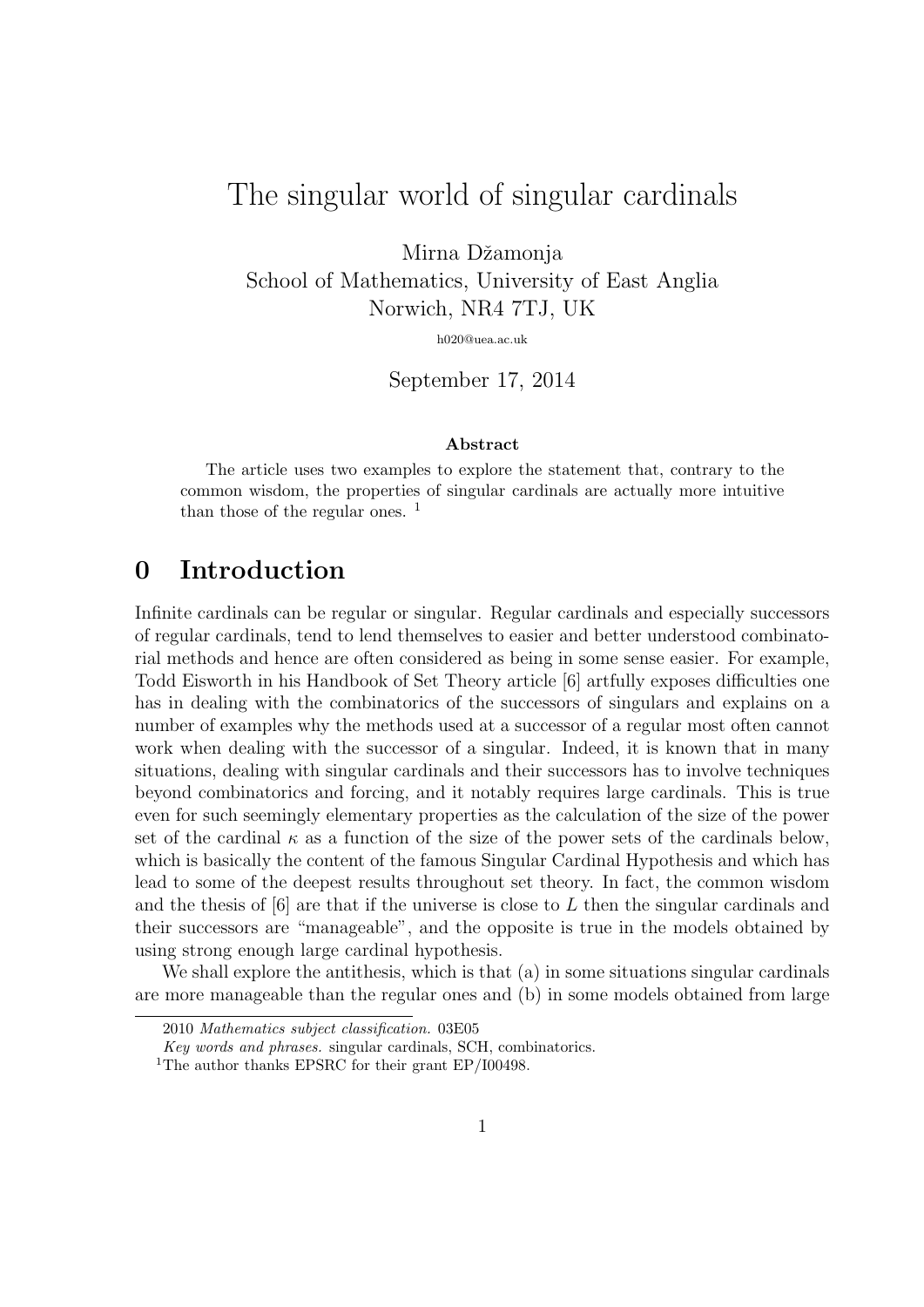# The singular world of singular cardinals

Mirna Džamonja
School of Mathematics, University of East Anglia
Norwich, NR4 7TJ, UK

h020@uea.ac.uk

September 17, 2014

**Abstract**

The article uses two examples to explore the statement that, contrary to the common wisdom, the properties of singular cardinals are actually more intuitive than those of the regular ones. [1]

## 0 Introduction

Infinite cardinals can be regular or singular. Regular cardinals and especially successors of regular cardinals, tend to lend themselves to easier and better understood combinatorial methods and hence are often considered as being in some sense easier. For example, Todd Eisworth in his Handbook of Set Theory article [6] artfully exposes difficulties one has in dealing with the combinatorics of the successors of singulars and explains on a number of examples why the methods used at a successor of a regular most often cannot work when dealing with the successor of a singular. Indeed, it is known that in many situations, dealing with singular cardinals and their successors has to involve techniques beyond combinatorics and forcing, and it notably requires large cardinals. This is true even for such seemingly elementary properties as the calculation of the size of the power set of the cardinal $\kappa$ as a function of the size of the power sets of the cardinals below, which is basically the content of the famous Singular Cardinal Hypothesis and which has lead to some of the deepest results throughout set theory. In fact, the common wisdom and the thesis of [6] are that if the universe is close to $L$ then the singular cardinals and their successors are "manageable", and the opposite is true in the models obtained by using strong enough large cardinal hypothesis.

We shall explore the antithesis, which is that (a) in some situations singular cardinals are more manageable than the regular ones and (b) in some models obtained from large

2010 *Mathematics subject classification.* 03E05

*Key words and phrases.* singular cardinals, SCH, combinatorics.

[1] The author thanks EPSRC for their grant EP/I00498.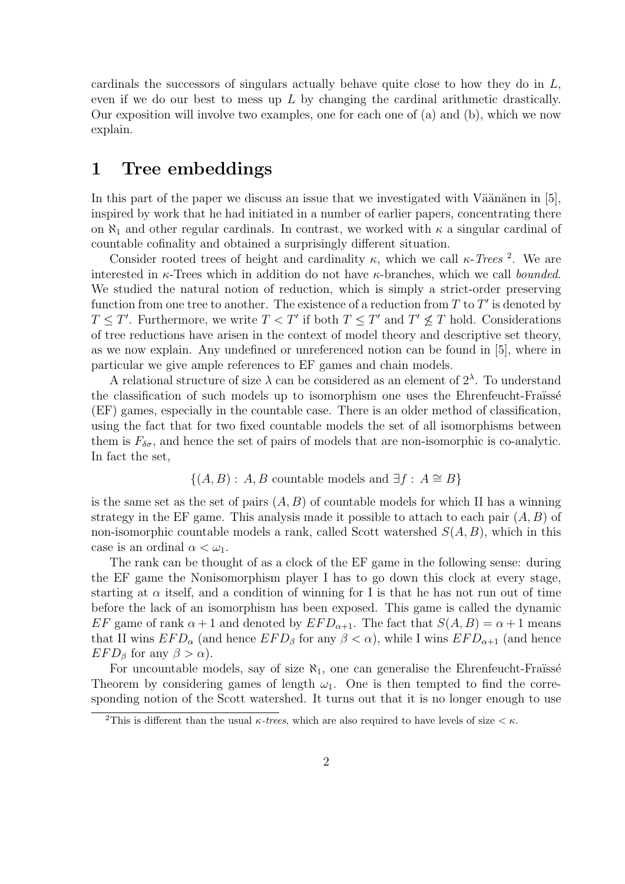cardinals the successors of singulars actually behave quite close to how they do in $L$, even if we do our best to mess up $L$ by changing the cardinal arithmetic drastically. Our exposition will involve two examples, one for each one of (a) and (b), which we now explain.

# 1 Tree embeddings

In this part of the paper we discuss an issue that we investigated with Väänänen in [5], inspired by work that he had initiated in a number of earlier papers, concentrating there on $\aleph_1$ and other regular cardinals. In contrast, we worked with $\kappa$ a singular cardinal of countable cofinality and obtained a surprisingly different situation.

Consider rooted trees of height and cardinality $\kappa$, which we call $\kappa$-*Trees* [2]. We are interested in $\kappa$-Trees which in addition do not have $\kappa$-branches, which we call *bounded*. We studied the natural notion of reduction, which is simply a strict-order preserving function from one tree to another. The existence of a reduction from $T$ to $T'$ is denoted by $T \leq T'$. Furthermore, we write $T < T'$ if both $T \leq T'$ and $T' \not\leq T$ hold. Considerations of tree reductions have arisen in the context of model theory and descriptive set theory, as we now explain. Any undefined or unreferenced notion can be found in [5], where in particular we give ample references to EF games and chain models.

A relational structure of size $\lambda$ can be considered as an element of $2^\lambda$. To understand the classification of such models up to isomorphism one uses the Ehrenfeucht-Fraïssé (EF) games, especially in the countable case. There is an older method of classification, using the fact that for two fixed countable models the set of all isomorphisms between them is $F_{\delta\sigma}$, and hence the set of pairs of models that are non-isomorphic is co-analytic. In fact the set,

$$\{(A, B) : A, B \text{ countable models and } \exists f : A \cong B\}$$

is the same set as the set of pairs $(A, B)$ of countable models for which II has a winning strategy in the EF game. This analysis made it possible to attach to each pair $(A, B)$ of non-isomorphic countable models a rank, called Scott watershed $S(A, B)$, which in this case is an ordinal $\alpha < \omega_1$.

The rank can be thought of as a clock of the EF game in the following sense: during the EF game the Nonisomorphism player I has to go down this clock at every stage, starting at $\alpha$ itself, and a condition of winning for I is that he has not run out of time before the lack of an isomorphism has been exposed. This game is called the dynamic $EF$ game of rank $\alpha + 1$ and denoted by $EFD_{\alpha+1}$. The fact that $S(A, B) = \alpha + 1$ means that II wins $EFD_\alpha$ (and hence $EFD_\beta$ for any $\beta < \alpha$), while I wins $EFD_{\alpha+1}$ (and hence $EFD_\beta$ for any $\beta > \alpha$).

For uncountable models, say of size $\aleph_1$, one can generalise the Ehrenfeucht-Fraïssé Theorem by considering games of length $\omega_1$. One is then tempted to find the corresponding notion of the Scott watershed. It turns out that it is no longer enough to use

[2] This is different than the usual $\kappa$-*trees*, which are also required to have levels of size $< \kappa$.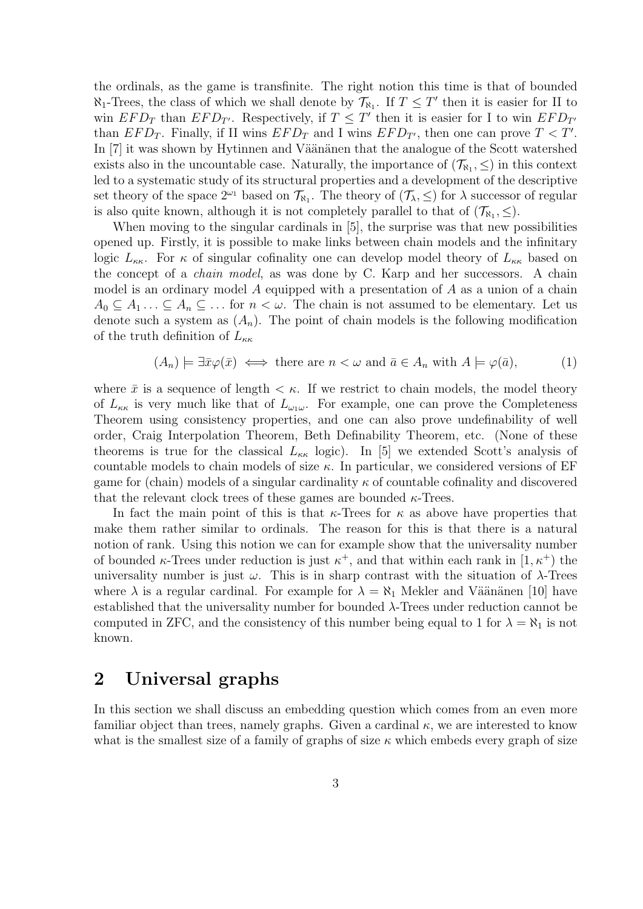the ordinals, as the game is transfinite. The right notion this time is that of bounded $\aleph_1$-Trees, the class of which we shall denote by $\mathcal{T}_{\aleph_1}$. If $T \leq T'$ then it is easier for II to win $EFD_T$ than $EFD_{T'}$. Respectively, if $T \leq T'$ then it is easier for I to win $EFD_{T'}$ than $EFD_T$. Finally, if II wins $EFD_T$ and I wins $EFD_{T'}$, then one can prove $T < T'$. In [7] it was shown by Hytinnen and Väänänen that the analogue of the Scott watershed exists also in the uncountable case. Naturally, the importance of $(\mathcal{T}_{\aleph_1}, \leq)$ in this context led to a systematic study of its structural properties and a development of the descriptive set theory of the space $2^{\omega_1}$ based on $\mathcal{T}_{\aleph_1}$. The theory of $(\mathcal{T}_\lambda, \leq)$ for $\lambda$ successor of regular is also quite known, although it is not completely parallel to that of $(\mathcal{T}_{\aleph_1}, \leq)$.

When moving to the singular cardinals in [5], the surprise was that new possibilities opened up. Firstly, it is possible to make links between chain models and the infinitary logic $L_{\kappa\kappa}$. For $\kappa$ of singular cofinality one can develop model theory of $L_{\kappa\kappa}$ based on the concept of a *chain model*, as was done by C. Karp and her successors. A chain model is an ordinary model $A$ equipped with a presentation of $A$ as a union of a chain $A_0 \subseteq A_1 \ldots \subseteq A_n \subseteq \ldots$ for $n < \omega$. The chain is not assumed to be elementary. Let us denote such a system as $(A_n)$. The point of chain models is the following modification of the truth definition of $L_{\kappa\kappa}$

$$(A_n) \models \exists \bar{x} \varphi(\bar{x}) \iff \text{there are } n < \omega \text{ and } \bar{a} \in A_n \text{ with } A \models \varphi(\bar{a}), \tag{1}$$

where $\bar{x}$ is a sequence of length $< \kappa$. If we restrict to chain models, the model theory of $L_{\kappa\kappa}$ is very much like that of $L_{\omega_1\omega}$. For example, one can prove the Completeness Theorem using consistency properties, and one can also prove undefinability of well order, Craig Interpolation Theorem, Beth Definability Theorem, etc. (None of these theorems is true for the classical $L_{\kappa\kappa}$ logic). In [5] we extended Scott's analysis of countable models to chain models of size $\kappa$. In particular, we considered versions of EF game for (chain) models of a singular cardinality $\kappa$ of countable cofinality and discovered that the relevant clock trees of these games are bounded $\kappa$-Trees.

In fact the main point of this is that $\kappa$-Trees for $\kappa$ as above have properties that make them rather similar to ordinals. The reason for this is that there is a natural notion of rank. Using this notion we can for example show that the universality number of bounded $\kappa$-Trees under reduction is just $\kappa^+$, and that within each rank in $[1, \kappa^+)$ the universality number is just $\omega$. This is in sharp contrast with the situation of $\lambda$-Trees where $\lambda$ is a regular cardinal. For example for $\lambda = \aleph_1$ Mekler and Väänänen [10] have established that the universality number for bounded $\lambda$-Trees under reduction cannot be computed in ZFC, and the consistency of this number being equal to 1 for $\lambda = \aleph_1$ is not known.

## 2 Universal graphs

In this section we shall discuss an embedding question which comes from an even more familiar object than trees, namely graphs. Given a cardinal $\kappa$, we are interested to know what is the smallest size of a family of graphs of size $\kappa$ which embeds every graph of size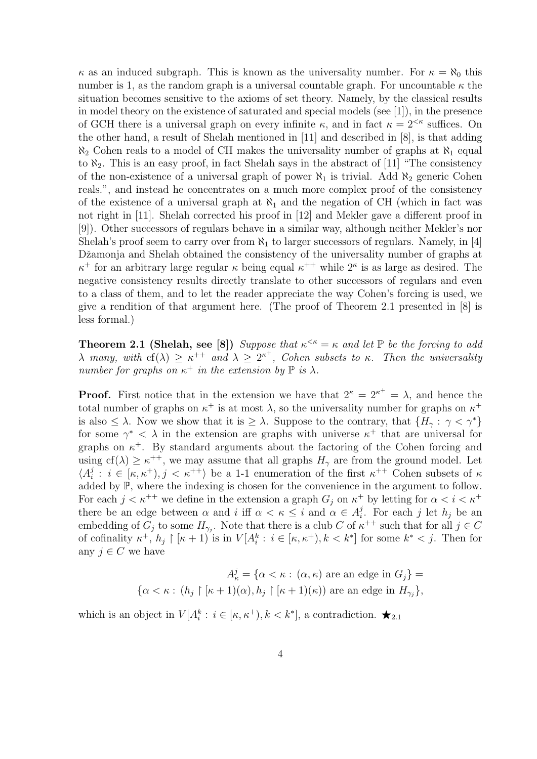$\kappa$ as an induced subgraph. This is known as the universality number. For $\kappa = \aleph_0$ this number is 1, as the random graph is a universal countable graph. For uncountable $\kappa$ the situation becomes sensitive to the axioms of set theory. Namely, by the classical results in model theory on the existence of saturated and special models (see [1]), in the presence of GCH there is a universal graph on every infinite $\kappa$, and in fact $\kappa = 2^{<\kappa}$ suffices. On the other hand, a result of Shelah mentioned in [11] and described in [8], is that adding $\aleph_2$ Cohen reals to a model of CH makes the universality number of graphs at $\aleph_1$ equal to $\aleph_2$. This is an easy proof, in fact Shelah says in the abstract of [11] "The consistency of the non-existence of a universal graph of power $\aleph_1$ is trivial. Add $\aleph_2$ generic Cohen reals.", and instead he concentrates on a much more complex proof of the consistency of the existence of a universal graph at $\aleph_1$ and the negation of CH (which in fact was not right in [11]. Shelah corrected his proof in [12] and Mekler gave a different proof in [9]). Other successors of regulars behave in a similar way, although neither Mekler's nor Shelah's proof seem to carry over from $\aleph_1$ to larger successors of regulars. Namely, in [4] Džamonja and Shelah obtained the consistency of the universality number of graphs at $\kappa^+$ for an arbitrary large regular $\kappa$ being equal $\kappa^{++}$ while $2^\kappa$ is as large as desired. The negative consistency results directly translate to other successors of regulars and even to a class of them, and to let the reader appreciate the way Cohen's forcing is used, we give a rendition of that argument here. (The proof of Theorem 2.1 presented in [8] is less formal.)

**Theorem 2.1 (Shelah, see [8])** *Suppose that $\kappa^{<\kappa} = \kappa$ and let $\mathbb{P}$ be the forcing to add $\lambda$ many, with $\mathrm{cf}(\lambda) \geq \kappa^{++}$ and $\lambda \geq 2^{\kappa^+}$, Cohen subsets to $\kappa$. Then the universality number for graphs on $\kappa^+$ in the extension by $\mathbb{P}$ is $\lambda$.*

**Proof.** First notice that in the extension we have that $2^\kappa = 2^{\kappa^+} = \lambda$, and hence the total number of graphs on $\kappa^+$ is at most $\lambda$, so the universality number for graphs on $\kappa^+$ is also $\leq \lambda$. Now we show that it is $\geq \lambda$. Suppose to the contrary, that $\{H_\gamma : \gamma < \gamma^*\}$ for some $\gamma^* < \lambda$ in the extension are graphs with universe $\kappa^+$ that are universal for graphs on $\kappa^+$. By standard arguments about the factoring of the Cohen forcing and using $\mathrm{cf}(\lambda) \geq \kappa^{++}$, we may assume that all graphs $H_\gamma$ are from the ground model. Let $\langle A_i^j : i \in [\kappa, \kappa^+), j < \kappa^{++} \rangle$ be a 1-1 enumeration of the first $\kappa^{++}$ Cohen subsets of $\kappa$ added by $\mathbb{P}$, where the indexing is chosen for the convenience in the argument to follow. For each $j < \kappa^{++}$ we define in the extension a graph $G_j$ on $\kappa^+$ by letting for $\alpha < i < \kappa^+$ there be an edge between $\alpha$ and $i$ iff $\alpha < \kappa \leq i$ and $\alpha \in A_i^j$. For each $j$ let $h_j$ be an embedding of $G_j$ to some $H_{\gamma_j}$. Note that there is a club $C$ of $\kappa^{++}$ such that for all $j \in C$ of cofinality $\kappa^+$, $h_j \restriction [\kappa + 1)$ is in $V[A_i^k : i \in [\kappa, \kappa^+), k < k^*]$ for some $k^* < j$. Then for any $j \in C$ we have

$$A_\kappa^j = \{\alpha < \kappa : (\alpha, \kappa) \text{ are an edge in } G_j\} =$$
$$\{\alpha < \kappa : (h_j \restriction [\kappa + 1)(\alpha), h_j \restriction [\kappa + 1)(\kappa)) \text{ are an edge in } H_{\gamma_j}\},$$

which is an object in $V[A_i^k : i \in [\kappa, \kappa^+), k < k^*]$, a contradiction. $\bigstar_{2.1}$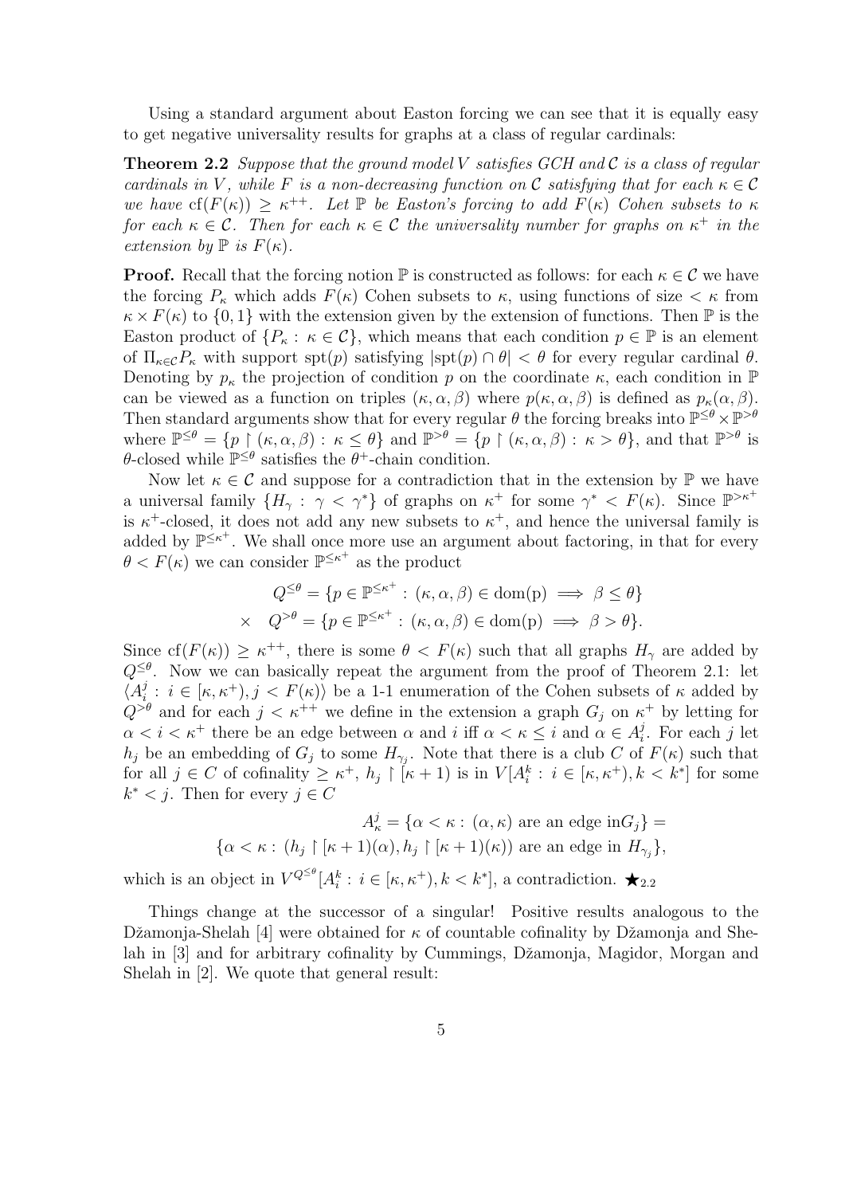Using a standard argument about Easton forcing we can see that it is equally easy to get negative universality results for graphs at a class of regular cardinals:

**Theorem 2.2** *Suppose that the ground model $V$ satisfies GCH and $\mathcal{C}$ is a class of regular cardinals in $V$, while $F$ is a non-decreasing function on $\mathcal{C}$ satisfying that for each $\kappa \in \mathcal{C}$ we have $\mathrm{cf}(F(\kappa)) \geq \kappa^{++}$. Let $\mathbb{P}$ be Easton's forcing to add $F(\kappa)$ Cohen subsets to $\kappa$ for each $\kappa \in \mathcal{C}$. Then for each $\kappa \in \mathcal{C}$ the universality number for graphs on $\kappa^+$ in the extension by $\mathbb{P}$ is $F(\kappa)$.*

**Proof.** Recall that the forcing notion $\mathbb{P}$ is constructed as follows: for each $\kappa \in \mathcal{C}$ we have the forcing $P_\kappa$ which adds $F(\kappa)$ Cohen subsets to $\kappa$, using functions of size $< \kappa$ from $\kappa \times F(\kappa)$ to $\{0,1\}$ with the extension given by the extension of functions. Then $\mathbb{P}$ is the Easton product of $\{P_\kappa : \kappa \in \mathcal{C}\}$, which means that each condition $p \in \mathbb{P}$ is an element of $\Pi_{\kappa \in \mathcal{C}} P_\kappa$ with support $\mathrm{spt}(p)$ satisfying $|\mathrm{spt}(p) \cap \theta| < \theta$ for every regular cardinal $\theta$. Denoting by $p_\kappa$ the projection of condition $p$ on the coordinate $\kappa$, each condition in $\mathbb{P}$ can be viewed as a function on triples $(\kappa, \alpha, \beta)$ where $p(\kappa, \alpha, \beta)$ is defined as $p_\kappa(\alpha, \beta)$. Then standard arguments show that for every regular $\theta$ the forcing breaks into $\mathbb{P}^{\leq\theta} \times \mathbb{P}^{>\theta}$ where $\mathbb{P}^{\leq\theta} = \{p \restriction (\kappa, \alpha, \beta) : \kappa \leq \theta\}$ and $\mathbb{P}^{>\theta} = \{p \restriction (\kappa, \alpha, \beta) : \kappa > \theta\}$, and that $\mathbb{P}^{>\theta}$ is $\theta$-closed while $\mathbb{P}^{\leq\theta}$ satisfies the $\theta^+$-chain condition.

Now let $\kappa \in \mathcal{C}$ and suppose for a contradiction that in the extension by $\mathbb{P}$ we have a universal family $\{H_\gamma : \gamma < \gamma^*\}$ of graphs on $\kappa^+$ for some $\gamma^* < F(\kappa)$. Since $\mathbb{P}^{>\kappa^+}$ is $\kappa^+$-closed, it does not add any new subsets to $\kappa^+$, and hence the universal family is added by $\mathbb{P}^{\leq\kappa^+}$. We shall once more use an argument about factoring, in that for every $\theta < F(\kappa)$ we can consider $\mathbb{P}^{\leq\kappa^+}$ as the product

$$
\begin{aligned}
& Q^{\leq\theta} = \{p \in \mathbb{P}^{\leq\kappa^+} : (\kappa, \alpha, \beta) \in \mathrm{dom(p)} \implies \beta \leq \theta\} \\
\times \quad & Q^{>\theta} = \{p \in \mathbb{P}^{\leq\kappa^+} : (\kappa, \alpha, \beta) \in \mathrm{dom(p)} \implies \beta > \theta\}.
\end{aligned}
$$

Since $\mathrm{cf}(F(\kappa)) \geq \kappa^{++}$, there is some $\theta < F(\kappa)$ such that all graphs $H_\gamma$ are added by $Q^{\leq\theta}$. Now we can basically repeat the argument from the proof of Theorem 2.1: let $\langle A^j_i : i \in [\kappa, \kappa^+), j < F(\kappa)\rangle$ be a 1-1 enumeration of the Cohen subsets of $\kappa$ added by $Q^{>\theta}$ and for each $j < \kappa^{++}$ we define in the extension a graph $G_j$ on $\kappa^+$ by letting for $\alpha < i < \kappa^+$ there be an edge between $\alpha$ and $i$ iff $\alpha < \kappa \leq i$ and $\alpha \in A^j_i$. For each $j$ let $h_j$ be an embedding of $G_j$ to some $H_{\gamma_j}$. Note that there is a club $C$ of $F(\kappa)$ such that for all $j \in C$ of cofinality $\geq \kappa^+$, $h_j \restriction [\kappa + 1)$ is in $V[A^k_i : i \in [\kappa, \kappa^+), k < k^*]$ for some $k^* < j$. Then for every $j \in C$

$$
\begin{aligned}
A^j_\kappa = \{\alpha < \kappa : (\alpha, \kappa) \text{ are an edge in} G_j\} = \\
\{\alpha < \kappa : (h_j \restriction [\kappa + 1)(\alpha), h_j \restriction [\kappa + 1)(\kappa)) \text{ are an edge in } H_{\gamma_j}\},
\end{aligned}
$$

which is an object in $V^{Q^{\leq\theta}}[A^k_i : i \in [\kappa, \kappa^+), k < k^*]$, a contradiction. $\bigstar_{2.2}$

Things change at the successor of a singular! Positive results analogous to the Džamonja-Shelah [4] were obtained for $\kappa$ of countable cofinality by Džamonja and Shelah in [3] and for arbitrary cofinality by Cummings, Džamonja, Magidor, Morgan and Shelah in [2]. We quote that general result: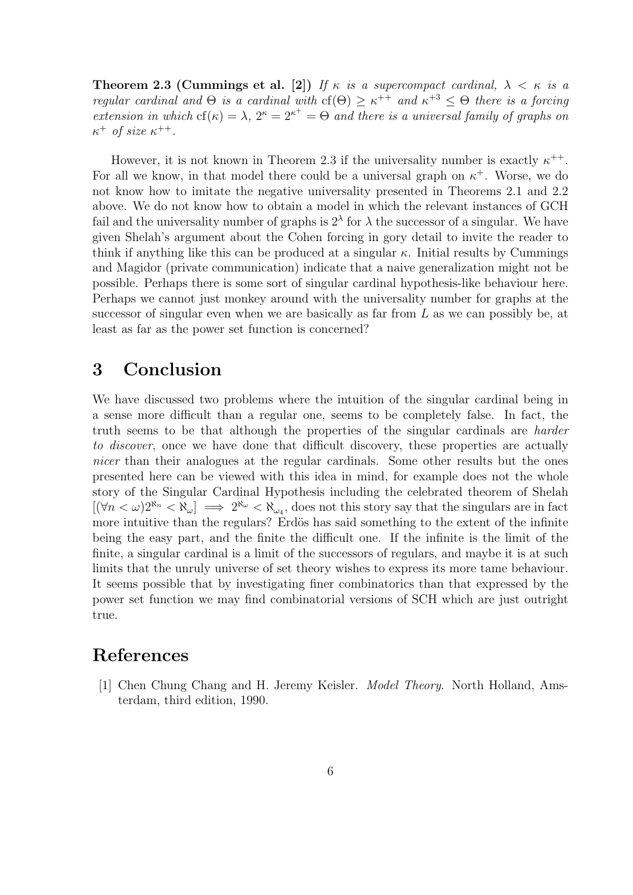**Theorem 2.3 (Cummings et al. [2])** *If $\kappa$ is a supercompact cardinal, $\lambda < \kappa$ is a regular cardinal and $\Theta$ is a cardinal with $\mathrm{cf}(\Theta) \geq \kappa^{++}$ and $\kappa^{+3} \leq \Theta$ there is a forcing extension in which $\mathrm{cf}(\kappa) = \lambda$, $2^\kappa = 2^{\kappa^+} = \Theta$ and there is a universal family of graphs on $\kappa^+$ of size $\kappa^{++}$.*

However, it is not known in Theorem 2.3 if the universality number is exactly $\kappa^{++}$. For all we know, in that model there could be a universal graph on $\kappa^+$. Worse, we do not know how to imitate the negative universality presented in Theorems 2.1 and 2.2 above. We do not know how to obtain a model in which the relevant instances of GCH fail and the universality number of graphs is $2^\lambda$ for $\lambda$ the successor of a singular. We have given Shelah's argument about the Cohen forcing in gory detail to invite the reader to think if anything like this can be produced at a singular $\kappa$. Initial results by Cummings and Magidor (private communication) indicate that a naive generalization might not be possible. Perhaps there is some sort of singular cardinal hypothesis-like behaviour here. Perhaps we cannot just monkey around with the universality number for graphs at the successor of singular even when we are basically as far from $L$ as we can possibly be, at least as far as the power set function is concerned?

# 3 Conclusion

We have discussed two problems where the intuition of the singular cardinal being in a sense more difficult than a regular one, seems to be completely false. In fact, the truth seems to be that although the properties of the singular cardinals are *harder to discover*, once we have done that difficult discovery, these properties are actually *nicer* than their analogues at the regular cardinals. Some other results but the ones presented here can be viewed with this idea in mind, for example does not the whole story of the Singular Cardinal Hypothesis including the celebrated theorem of Shelah $[(\forall n < \omega) 2^{\aleph_n} < \aleph_\omega] \implies 2^{\aleph_\omega} < \aleph_{\omega_4}$, does not this story say that the singulars are in fact more intuitive than the regulars? Erdös has said something to the extent of the infinite being the easy part, and the finite the difficult one. If the infinite is the limit of the finite, a singular cardinal is a limit of the successors of regulars, and maybe it is at such limits that the unruly universe of set theory wishes to express its more tame behaviour. It seems possible that by investigating finer combinatorics than that expressed by the power set function we may find combinatorial versions of SCH which are just outright true.

# References

[1] Chen Chung Chang and H. Jeremy Keisler. *Model Theory*. North Holland, Amsterdam, third edition, 1990.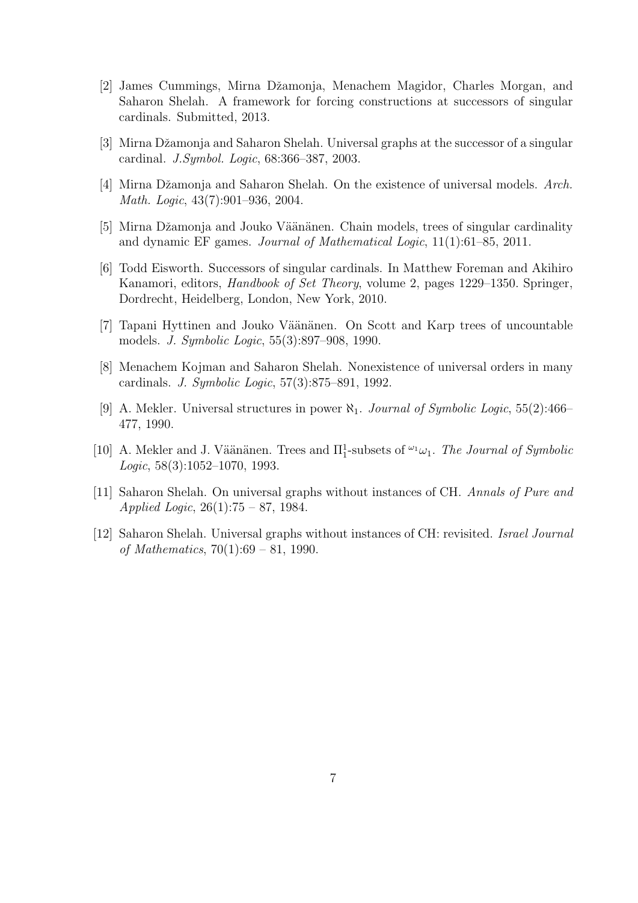[2] James Cummings, Mirna Džamonja, Menachem Magidor, Charles Morgan, and Saharon Shelah. A framework for forcing constructions at successors of singular cardinals. Submitted, 2013.

[3] Mirna Džamonja and Saharon Shelah. Universal graphs at the successor of a singular cardinal. *J.Symbol. Logic*, 68:366–387, 2003.

[4] Mirna Džamonja and Saharon Shelah. On the existence of universal models. *Arch. Math. Logic*, 43(7):901–936, 2004.

[5] Mirna Džamonja and Jouko Väänänen. Chain models, trees of singular cardinality and dynamic EF games. *Journal of Mathematical Logic*, 11(1):61–85, 2011.

[6] Todd Eisworth. Successors of singular cardinals. In Matthew Foreman and Akihiro Kanamori, editors, *Handbook of Set Theory*, volume 2, pages 1229–1350. Springer, Dordrecht, Heidelberg, London, New York, 2010.

[7] Tapani Hyttinen and Jouko Väänänen. On Scott and Karp trees of uncountable models. *J. Symbolic Logic*, 55(3):897–908, 1990.

[8] Menachem Kojman and Saharon Shelah. Nonexistence of universal orders in many cardinals. *J. Symbolic Logic*, 57(3):875–891, 1992.

[9] A. Mekler. Universal structures in power $\aleph_1$. *Journal of Symbolic Logic*, 55(2):466–477, 1990.

[10] A. Mekler and J. Väänänen. Trees and $\Pi^1_1$-subsets of ${}^{\omega_1}\omega_1$. *The Journal of Symbolic Logic*, 58(3):1052–1070, 1993.

[11] Saharon Shelah. On universal graphs without instances of CH. *Annals of Pure and Applied Logic*, 26(1):75 – 87, 1984.

[12] Saharon Shelah. Universal graphs without instances of CH: revisited. *Israel Journal of Mathematics*, 70(1):69 – 81, 1990.